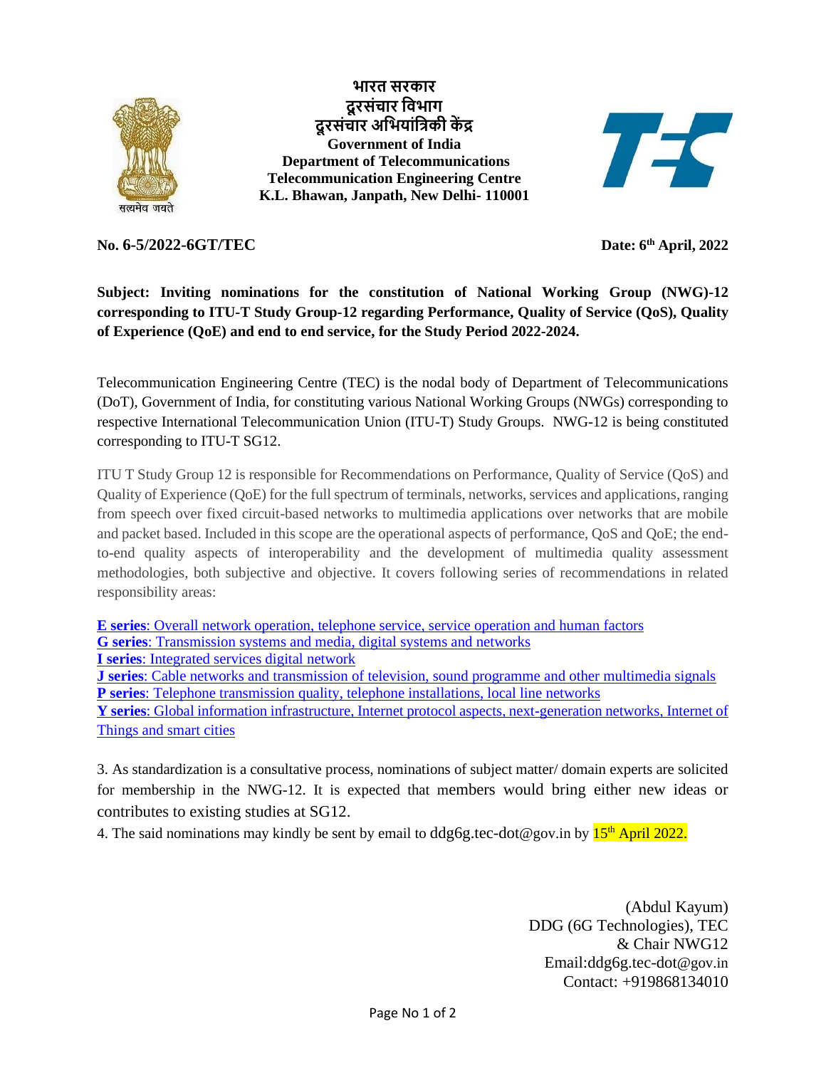**भारत सरकार**
**दूरसंचार विभाग**
**दूरसंचार अभियांत्रिकी केंद्र**
**Government of India**
**Department of Telecommunications**
**Telecommunication Engineering Centre**
**K.L. Bhawan, Janpath, New Delhi- 110001**

**No. 6-5/2022-6GT/TEC** **Date: 6th April, 2022**

**Subject: Inviting nominations for the constitution of National Working Group (NWG)-12 corresponding to ITU-T Study Group-12 regarding Performance, Quality of Service (QoS), Quality of Experience (QoE) and end to end service, for the Study Period 2022-2024.**

Telecommunication Engineering Centre (TEC) is the nodal body of Department of Telecommunications (DoT), Government of India, for constituting various National Working Groups (NWGs) corresponding to respective International Telecommunication Union (ITU-T) Study Groups. NWG-12 is being constituted corresponding to ITU-T SG12.

ITU T Study Group 12 is responsible for Recommendations on Performance, Quality of Service (QoS) and Quality of Experience (QoE) for the full spectrum of terminals, networks, services and applications, ranging from speech over fixed circuit-based networks to multimedia applications over networks that are mobile and packet based. Included in this scope are the operational aspects of performance, QoS and QoE; the end-to-end quality aspects of interoperability and the development of multimedia quality assessment methodologies, both subjective and objective. It covers following series of recommendations in related responsibility areas:

**E series**: Overall network operation, telephone service, service operation and human factors
**G series**: Transmission systems and media, digital systems and networks
**I series**: Integrated services digital network
**J series**: Cable networks and transmission of television, sound programme and other multimedia signals
**P series**: Telephone transmission quality, telephone installations, local line networks
**Y series**: Global information infrastructure, Internet protocol aspects, next-generation networks, Internet of Things and smart cities

3. As standardization is a consultative process, nominations of subject matter/ domain experts are solicited for membership in the NWG-12. It is expected that members would bring either new ideas or contributes to existing studies at SG12.

4. The said nominations may kindly be sent by email to ddg6g.tec-dot@gov.in by 15th April 2022.

(Abdul Kayum)
DDG (6G Technologies), TEC
& Chair NWG12
Email:ddg6g.tec-dot@gov.in
Contact: +919868134010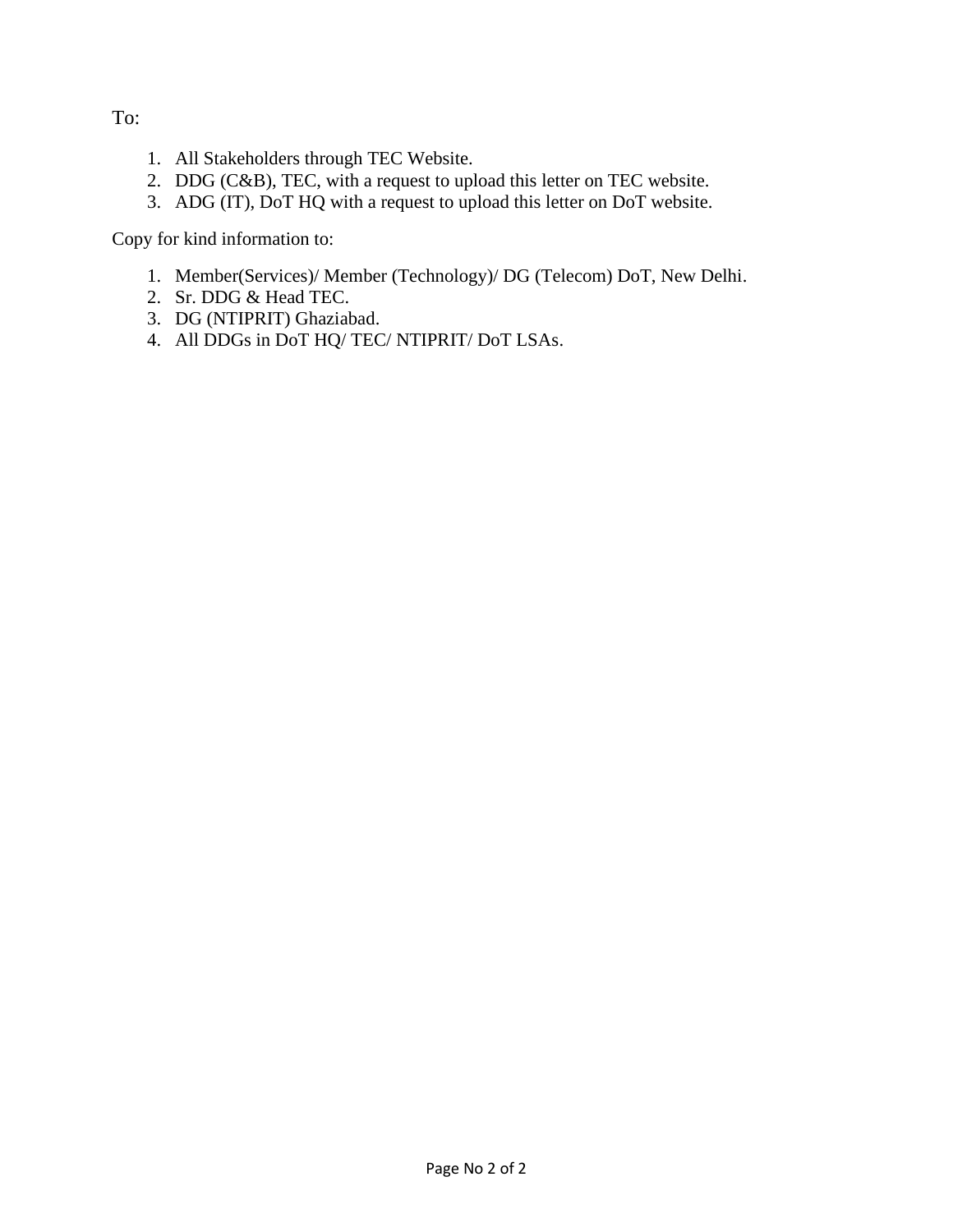To:

1. All Stakeholders through TEC Website.
2. DDG (C&B), TEC, with a request to upload this letter on TEC website.
3. ADG (IT), DoT HQ with a request to upload this letter on DoT website.

Copy for kind information to:

1. Member(Services)/ Member (Technology)/ DG (Telecom) DoT, New Delhi.
2. Sr. DDG & Head TEC.
3. DG (NTIPRIT) Ghaziabad.
4. All DDGs in DoT HQ/ TEC/ NTIPRIT/ DoT LSAs.